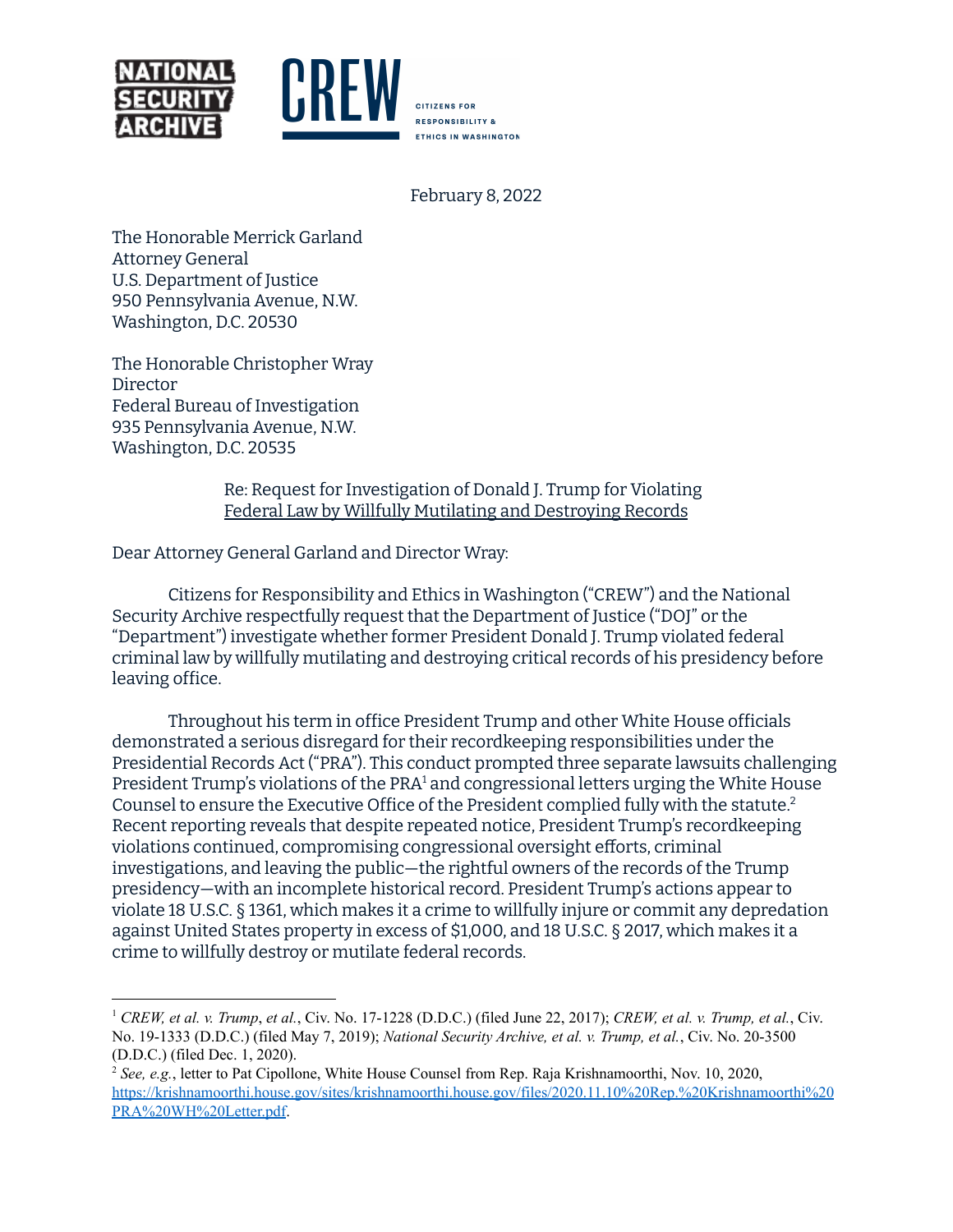NATIONAL SECURITY ARCHIVE

CREW | CITIZENS FOR RESPONSIBILITY & ETHICS IN WASHINGTON

February 8, 2022

The Honorable Merrick Garland
Attorney General
U.S. Department of Justice
950 Pennsylvania Avenue, N.W.
Washington, D.C. 20530

The Honorable Christopher Wray
Director
Federal Bureau of Investigation
935 Pennsylvania Avenue, N.W.
Washington, D.C. 20535

Re: Request for Investigation of Donald J. Trump for Violating Federal Law by Willfully Mutilating and Destroying Records

Dear Attorney General Garland and Director Wray:

Citizens for Responsibility and Ethics in Washington ("CREW") and the National Security Archive respectfully request that the Department of Justice ("DOJ" or the "Department") investigate whether former President Donald J. Trump violated federal criminal law by willfully mutilating and destroying critical records of his presidency before leaving office.

Throughout his term in office President Trump and other White House officials demonstrated a serious disregard for their recordkeeping responsibilities under the Presidential Records Act ("PRA"). This conduct prompted three separate lawsuits challenging President Trump's violations of the PRA[1] and congressional letters urging the White House Counsel to ensure the Executive Office of the President complied fully with the statute.[2] Recent reporting reveals that despite repeated notice, President Trump's recordkeeping violations continued, compromising congressional oversight efforts, criminal investigations, and leaving the public—the rightful owners of the records of the Trump presidency—with an incomplete historical record. President Trump's actions appear to violate 18 U.S.C. § 1361, which makes it a crime to willfully injure or commit any depredation against United States property in excess of $1,000, and 18 U.S.C. § 2017, which makes it a crime to willfully destroy or mutilate federal records.

---

[1] *CREW, et al. v. Trump*, *et al.*, Civ. No. 17-1228 (D.D.C.) (filed June 22, 2017); *CREW, et al. v. Trump, et al.*, Civ. No. 19-1333 (D.D.C.) (filed May 7, 2019); *National Security Archive, et al. v. Trump, et al.*, Civ. No. 20-3500 (D.D.C.) (filed Dec. 1, 2020).

[2] *See, e.g.*, letter to Pat Cipollone, White House Counsel from Rep. Raja Krishnamoorthi, Nov. 10, 2020, https://krishnamoorthi.house.gov/sites/krishnamoorthi.house.gov/files/2020.11.10%20Rep.%20Krishnamoorthi%20PRA%20WH%20Letter.pdf.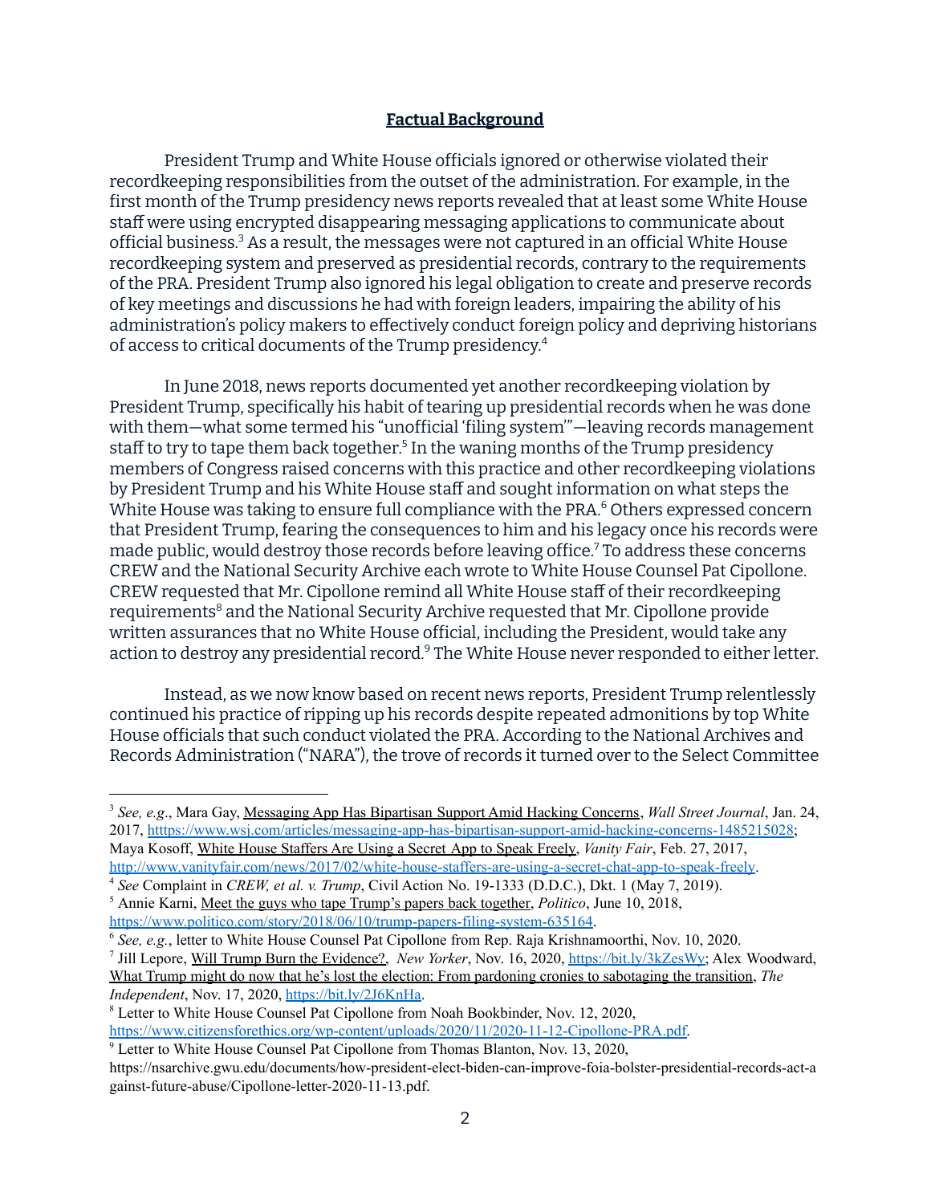## **Factual Background**

President Trump and White House officials ignored or otherwise violated their recordkeeping responsibilities from the outset of the administration. For example, in the first month of the Trump presidency news reports revealed that at least some White House staff were using encrypted disappearing messaging applications to communicate about official business.[3] As a result, the messages were not captured in an official White House recordkeeping system and preserved as presidential records, contrary to the requirements of the PRA. President Trump also ignored his legal obligation to create and preserve records of key meetings and discussions he had with foreign leaders, impairing the ability of his administration's policy makers to effectively conduct foreign policy and depriving historians of access to critical documents of the Trump presidency.[4]

In June 2018, news reports documented yet another recordkeeping violation by President Trump, specifically his habit of tearing up presidential records when he was done with them—what some termed his "unofficial 'filing system'"—leaving records management staff to try to tape them back together.[5] In the waning months of the Trump presidency members of Congress raised concerns with this practice and other recordkeeping violations by President Trump and his White House staff and sought information on what steps the White House was taking to ensure full compliance with the PRA.[6] Others expressed concern that President Trump, fearing the consequences to him and his legacy once his records were made public, would destroy those records before leaving office.[7] To address these concerns CREW and the National Security Archive each wrote to White House Counsel Pat Cipollone. CREW requested that Mr. Cipollone remind all White House staff of their recordkeeping requirements[8] and the National Security Archive requested that Mr. Cipollone provide written assurances that no White House official, including the President, would take any action to destroy any presidential record.[9] The White House never responded to either letter.

Instead, as we now know based on recent news reports, President Trump relentlessly continued his practice of ripping up his records despite repeated admonitions by top White House officials that such conduct violated the PRA. According to the National Archives and Records Administration ("NARA"), the trove of records it turned over to the Select Committee

---

[3] *See, e.g.*, Mara Gay, Messaging App Has Bipartisan Support Amid Hacking Concerns, *Wall Street Journal*, Jan. 24, 2017, https://www.wsj.com/articles/messaging-app-has-bipartisan-support-amid-hacking-concerns-1485215028; Maya Kosoff, White House Staffers Are Using a Secret App to Speak Freely, *Vanity Fair*, Feb. 27, 2017, http://www.vanityfair.com/news/2017/02/white-house-staffers-are-using-a-secret-chat-app-to-speak-freely.

[4] *See* Complaint in *CREW, et al. v. Trump*, Civil Action No. 19-1333 (D.D.C.), Dkt. 1 (May 7, 2019).

[5] Annie Karni, Meet the guys who tape Trump's papers back together, *Politico*, June 10, 2018, https://www.politico.com/story/2018/06/10/trump-papers-filing-system-635164.

[6] *See, e.g.*, letter to White House Counsel Pat Cipollone from Rep. Raja Krishnamoorthi, Nov. 10, 2020.

[7] Jill Lepore, Will Trump Burn the Evidence?, *New Yorker*, Nov. 16, 2020, https://bit.ly/3kZesWy; Alex Woodward, What Trump might do now that he's lost the election: From pardoning cronies to sabotaging the transition, *The Independent*, Nov. 17, 2020, https://bit.ly/2J6KnHa.

[8] Letter to White House Counsel Pat Cipollone from Noah Bookbinder, Nov. 12, 2020, https://www.citizensforethics.org/wp-content/uploads/2020/11/2020-11-12-Cipollone-PRA.pdf.

[9] Letter to White House Counsel Pat Cipollone from Thomas Blanton, Nov. 13, 2020, https://nsarchive.gwu.edu/documents/how-president-elect-biden-can-improve-foia-bolster-presidential-records-act-against-future-abuse/Cipollone-letter-2020-11-13.pdf.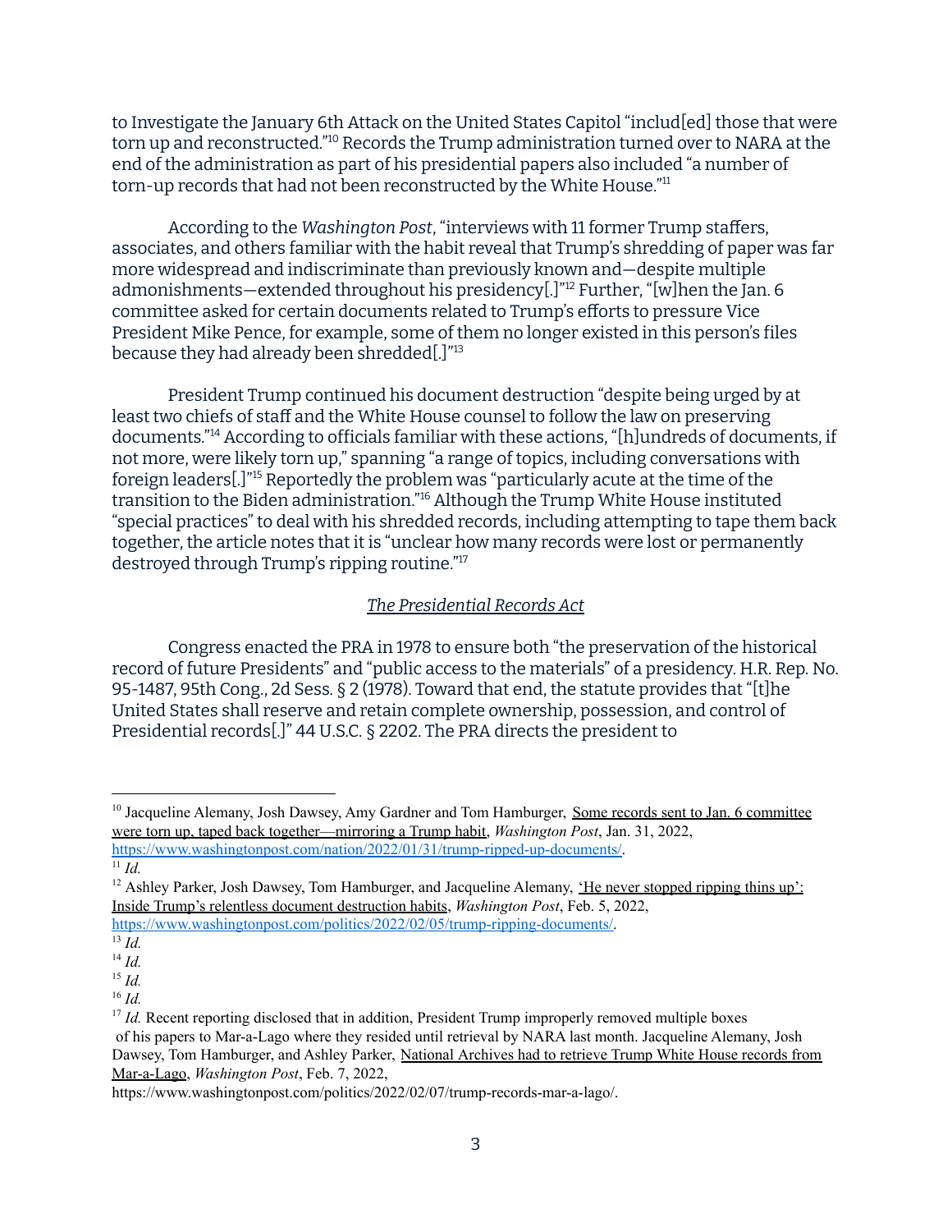to Investigate the January 6th Attack on the United States Capitol "includ[ed] those that were torn up and reconstructed."[10] Records the Trump administration turned over to NARA at the end of the administration as part of his presidential papers also included "a number of torn-up records that had not been reconstructed by the White House."[11]

According to the *Washington Post*, "interviews with 11 former Trump staffers, associates, and others familiar with the habit reveal that Trump's shredding of paper was far more widespread and indiscriminate than previously known and—despite multiple admonishments—extended throughout his presidency[.]"[12] Further, "[w]hen the Jan. 6 committee asked for certain documents related to Trump's efforts to pressure Vice President Mike Pence, for example, some of them no longer existed in this person's files because they had already been shredded[.]"[13]

President Trump continued his document destruction "despite being urged by at least two chiefs of staff and the White House counsel to follow the law on preserving documents."[14] According to officials familiar with these actions, "[h]undreds of documents, if not more, were likely torn up," spanning "a range of topics, including conversations with foreign leaders[.]"[15] Reportedly the problem was "particularly acute at the time of the transition to the Biden administration."[16] Although the Trump White House instituted "special practices" to deal with his shredded records, including attempting to tape them back together, the article notes that it is "unclear how many records were lost or permanently destroyed through Trump's ripping routine."[17]

*The Presidential Records Act*

Congress enacted the PRA in 1978 to ensure both "the preservation of the historical record of future Presidents" and "public access to the materials" of a presidency. H.R. Rep. No. 95-1487, 95th Cong., 2d Sess. § 2 (1978). Toward that end, the statute provides that "[t]he United States shall reserve and retain complete ownership, possession, and control of Presidential records[.]" 44 U.S.C. § 2202. The PRA directs the president to

---

[10] Jacqueline Alemany, Josh Dawsey, Amy Gardner and Tom Hamburger, Some records sent to Jan. 6 committee were torn up, taped back together—mirroring a Trump habit, *Washington Post*, Jan. 31, 2022, https://www.washingtonpost.com/nation/2022/01/31/trump-ripped-up-documents/.

[11] *Id.*

[12] Ashley Parker, Josh Dawsey, Tom Hamburger, and Jacqueline Alemany, 'He never stopped ripping thins up': Inside Trump's relentless document destruction habits, *Washington Post*, Feb. 5, 2022, https://www.washingtonpost.com/politics/2022/02/05/trump-ripping-documents/.

[13] *Id.*

[14] *Id.*

[15] *Id.*

[16] *Id.*

[17] *Id.* Recent reporting disclosed that in addition, President Trump improperly removed multiple boxes of his papers to Mar-a-Lago where they resided until retrieval by NARA last month. Jacqueline Alemany, Josh Dawsey, Tom Hamburger, and Ashley Parker, National Archives had to retrieve Trump White House records from Mar-a-Lago, *Washington Post*, Feb. 7, 2022, https://www.washingtonpost.com/politics/2022/02/07/trump-records-mar-a-lago/.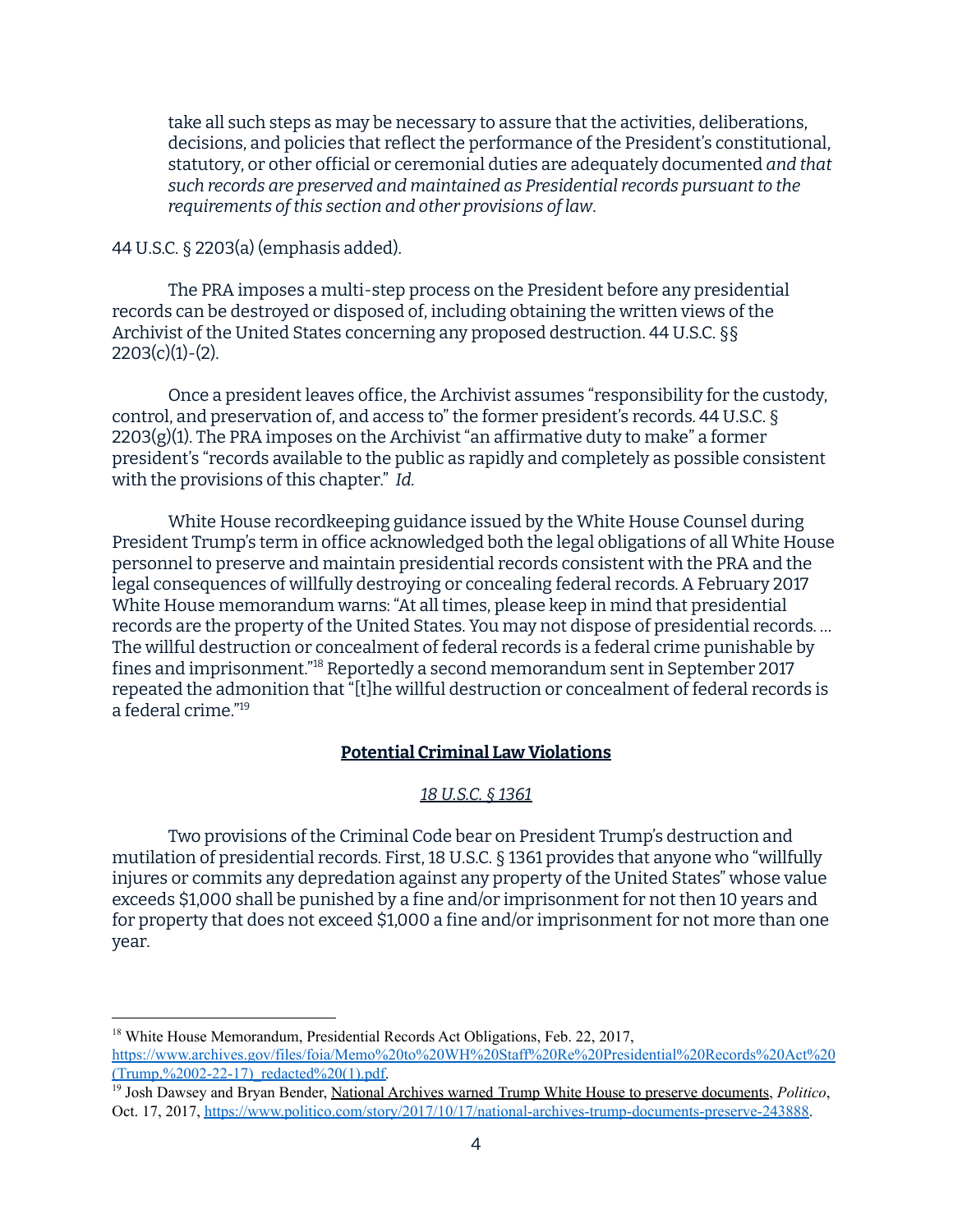> take all such steps as may be necessary to assure that the activities, deliberations, decisions, and policies that reflect the performance of the President's constitutional, statutory, or other official or ceremonial duties are adequately documented *and that such records are preserved and maintained as Presidential records pursuant to the requirements of this section and other provisions of law*.

44 U.S.C. § 2203(a) (emphasis added).

The PRA imposes a multi-step process on the President before any presidential records can be destroyed or disposed of, including obtaining the written views of the Archivist of the United States concerning any proposed destruction. 44 U.S.C. §§ 2203(c)(1)-(2).

Once a president leaves office, the Archivist assumes "responsibility for the custody, control, and preservation of, and access to" the former president's records. 44 U.S.C. § 2203(g)(1). The PRA imposes on the Archivist "an affirmative duty to make" a former president's "records available to the public as rapidly and completely as possible consistent with the provisions of this chapter." *Id.*

White House recordkeeping guidance issued by the White House Counsel during President Trump's term in office acknowledged both the legal obligations of all White House personnel to preserve and maintain presidential records consistent with the PRA and the legal consequences of willfully destroying or concealing federal records. A February 2017 White House memorandum warns: "At all times, please keep in mind that presidential records are the property of the United States. You may not dispose of presidential records. … The willful destruction or concealment of federal records is a federal crime punishable by fines and imprisonment."[18] Reportedly a second memorandum sent in September 2017 repeated the admonition that "[t]he willful destruction or concealment of federal records is a federal crime."[19]

## Potential Criminal Law Violations

### *18 U.S.C. § 1361*

Two provisions of the Criminal Code bear on President Trump's destruction and mutilation of presidential records. First, 18 U.S.C. § 1361 provides that anyone who "willfully injures or commits any depredation against any property of the United States" whose value exceeds $1,000 shall be punished by a fine and/or imprisonment for not then 10 years and for property that does not exceed $1,000 a fine and/or imprisonment for not more than one year.

---

[18] White House Memorandum, Presidential Records Act Obligations, Feb. 22, 2017, https://www.archives.gov/files/foia/Memo%20to%20WH%20Staff%20Re%20Presidential%20Records%20Act%20(Trump,%2002-22-17)_redacted%20(1).pdf.

[19] Josh Dawsey and Bryan Bender, National Archives warned Trump White House to preserve documents, *Politico*, Oct. 17, 2017, https://www.politico.com/story/2017/10/17/national-archives-trump-documents-preserve-243888.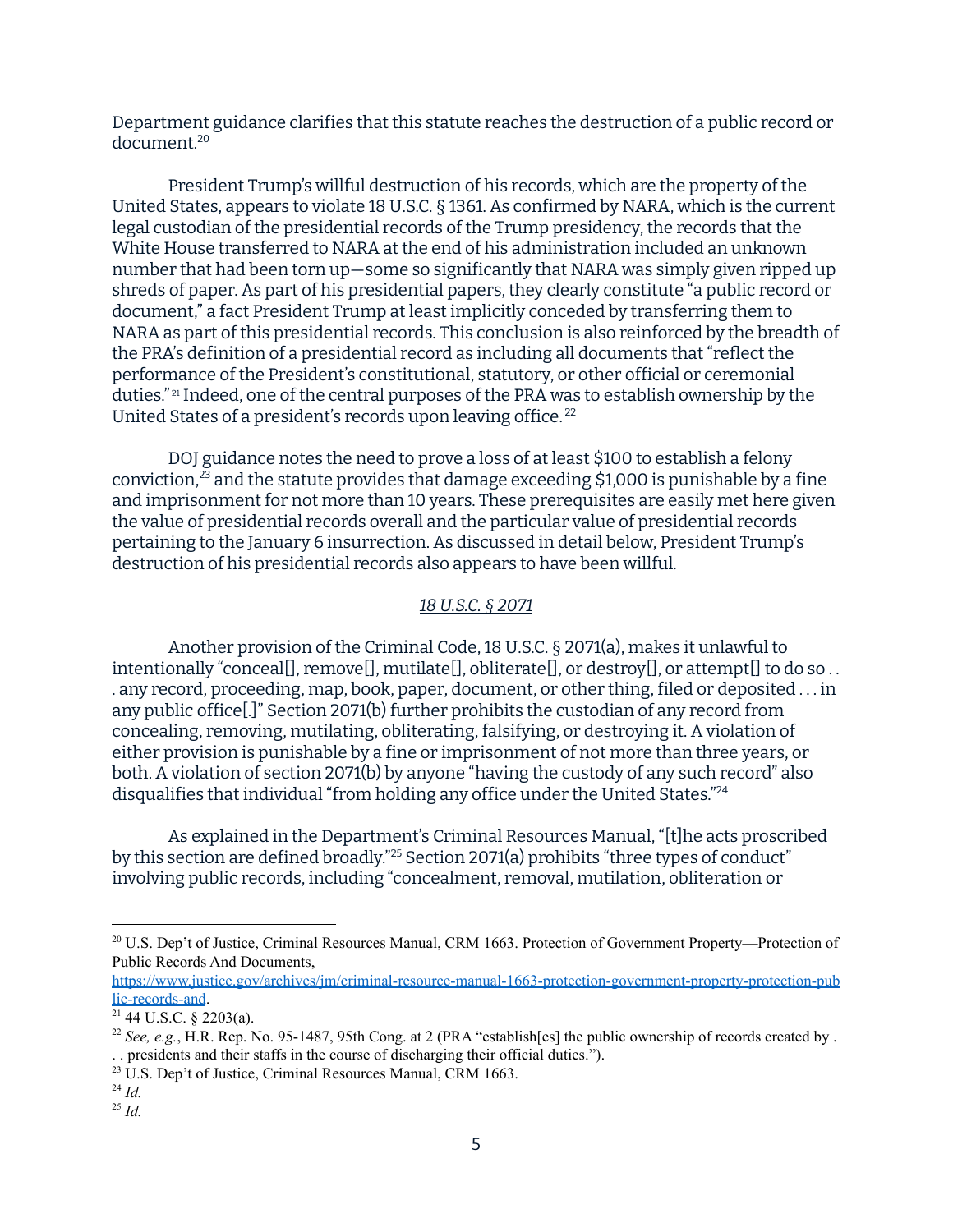Department guidance clarifies that this statute reaches the destruction of a public record or document.[20]

President Trump's willful destruction of his records, which are the property of the United States, appears to violate 18 U.S.C. § 1361. As confirmed by NARA, which is the current legal custodian of the presidential records of the Trump presidency, the records that the White House transferred to NARA at the end of his administration included an unknown number that had been torn up—some so significantly that NARA was simply given ripped up shreds of paper. As part of his presidential papers, they clearly constitute "a public record or document," a fact President Trump at least implicitly conceded by transferring them to NARA as part of this presidential records. This conclusion is also reinforced by the breadth of the PRA's definition of a presidential record as including all documents that "reflect the performance of the President's constitutional, statutory, or other official or ceremonial duties."[21] Indeed, one of the central purposes of the PRA was to establish ownership by the United States of a president's records upon leaving office.[22]

DOJ guidance notes the need to prove a loss of at least $100 to establish a felony conviction,[23] and the statute provides that damage exceeding $1,000 is punishable by a fine and imprisonment for not more than 10 years. These prerequisites are easily met here given the value of presidential records overall and the particular value of presidential records pertaining to the January 6 insurrection. As discussed in detail below, President Trump's destruction of his presidential records also appears to have been willful.

### *18 U.S.C. § 2071*

Another provision of the Criminal Code, 18 U.S.C. § 2071(a), makes it unlawful to intentionally "conceal[], remove[], mutilate[], obliterate[], or destroy[], or attempt[] to do so . . . any record, proceeding, map, book, paper, document, or other thing, filed or deposited . . . in any public office[.]" Section 2071(b) further prohibits the custodian of any record from concealing, removing, mutilating, obliterating, falsifying, or destroying it. A violation of either provision is punishable by a fine or imprisonment of not more than three years, or both. A violation of section 2071(b) by anyone "having the custody of any such record" also disqualifies that individual "from holding any office under the United States."[24]

As explained in the Department's Criminal Resources Manual, "[t]he acts proscribed by this section are defined broadly."[25] Section 2071(a) prohibits "three types of conduct" involving public records, including "concealment, removal, mutilation, obliteration or

---

[20] U.S. Dep't of Justice, Criminal Resources Manual, CRM 1663. Protection of Government Property—Protection of Public Records And Documents, https://www.justice.gov/archives/jm/criminal-resource-manual-1663-protection-government-property-protection-public-records-and.

[21] 44 U.S.C. § 2203(a).

[22] *See, e.g.*, H.R. Rep. No. 95-1487, 95th Cong. at 2 (PRA "establish[es] the public ownership of records created by . . . presidents and their staffs in the course of discharging their official duties.").

[23] U.S. Dep't of Justice, Criminal Resources Manual, CRM 1663.

[24] *Id.*

[25] *Id.*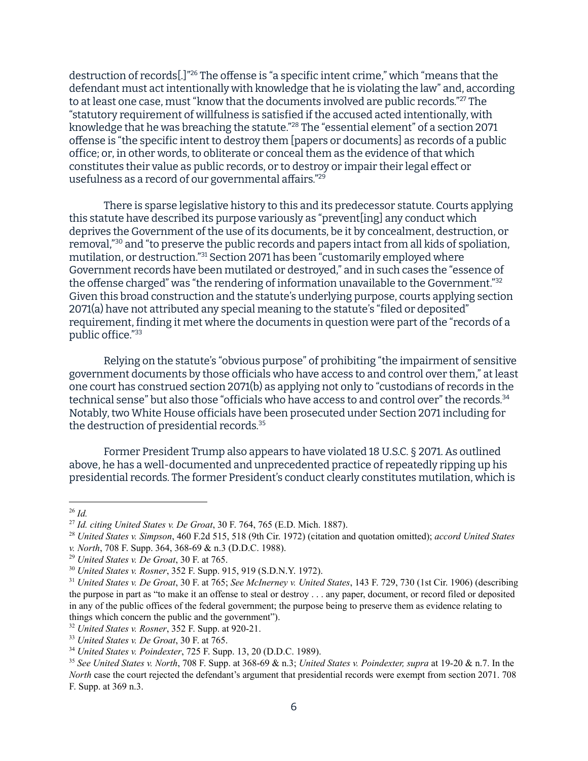destruction of records[.]"[26] The offense is "a specific intent crime," which "means that the defendant must act intentionally with knowledge that he is violating the law" and, according to at least one case, must "know that the documents involved are public records."[27] The "statutory requirement of willfulness is satisfied if the accused acted intentionally, with knowledge that he was breaching the statute."[28] The "essential element" of a section 2071 offense is "the specific intent to destroy them [papers or documents] as records of a public office; or, in other words, to obliterate or conceal them as the evidence of that which constitutes their value as public records, or to destroy or impair their legal effect or usefulness as a record of our governmental affairs."[29]

There is sparse legislative history to this and its predecessor statute. Courts applying this statute have described its purpose variously as "prevent[ing] any conduct which deprives the Government of the use of its documents, be it by concealment, destruction, or removal,"[30] and "to preserve the public records and papers intact from all kids of spoliation, mutilation, or destruction."[31] Section 2071 has been "customarily employed where Government records have been mutilated or destroyed," and in such cases the "essence of the offense charged" was "the rendering of information unavailable to the Government."[32] Given this broad construction and the statute's underlying purpose, courts applying section 2071(a) have not attributed any special meaning to the statute's "filed or deposited" requirement, finding it met where the documents in question were part of the "records of a public office."[33]

Relying on the statute's "obvious purpose" of prohibiting "the impairment of sensitive government documents by those officials who have access to and control over them," at least one court has construed section 2071(b) as applying not only to "custodians of records in the technical sense" but also those "officials who have access to and control over" the records.[34] Notably, two White House officials have been prosecuted under Section 2071 including for the destruction of presidential records.[35]

Former President Trump also appears to have violated 18 U.S.C. § 2071. As outlined above, he has a well-documented and unprecedented practice of repeatedly ripping up his presidential records. The former President's conduct clearly constitutes mutilation, which is

---

[26] *Id.*

[27] *Id. citing United States v. De Groat*, 30 F. 764, 765 (E.D. Mich. 1887).

[28] *United States v. Simpson*, 460 F.2d 515, 518 (9th Cir. 1972) (citation and quotation omitted); *accord United States v. North*, 708 F. Supp. 364, 368-69 & n.3 (D.D.C. 1988).

[29] *United States v. De Groat*, 30 F. at 765.

[30] *United States v. Rosner*, 352 F. Supp. 915, 919 (S.D.N.Y. 1972).

[31] *United States v. De Groat*, 30 F. at 765; *See McInerney v. United States*, 143 F. 729, 730 (1st Cir. 1906) (describing the purpose in part as "to make it an offense to steal or destroy . . . any paper, document, or record filed or deposited in any of the public offices of the federal government; the purpose being to preserve them as evidence relating to things which concern the public and the government").

[32] *United States v. Rosner*, 352 F. Supp. at 920-21.

[33] *United States v. De Groat*, 30 F. at 765.

[34] *United States v. Poindexter*, 725 F. Supp. 13, 20 (D.D.C. 1989).

[35] *See United States v. North*, 708 F. Supp. at 368-69 & n.3; *United States v. Poindexter, supra* at 19-20 & n.7. In the *North* case the court rejected the defendant's argument that presidential records were exempt from section 2071. 708 F. Supp. at 369 n.3.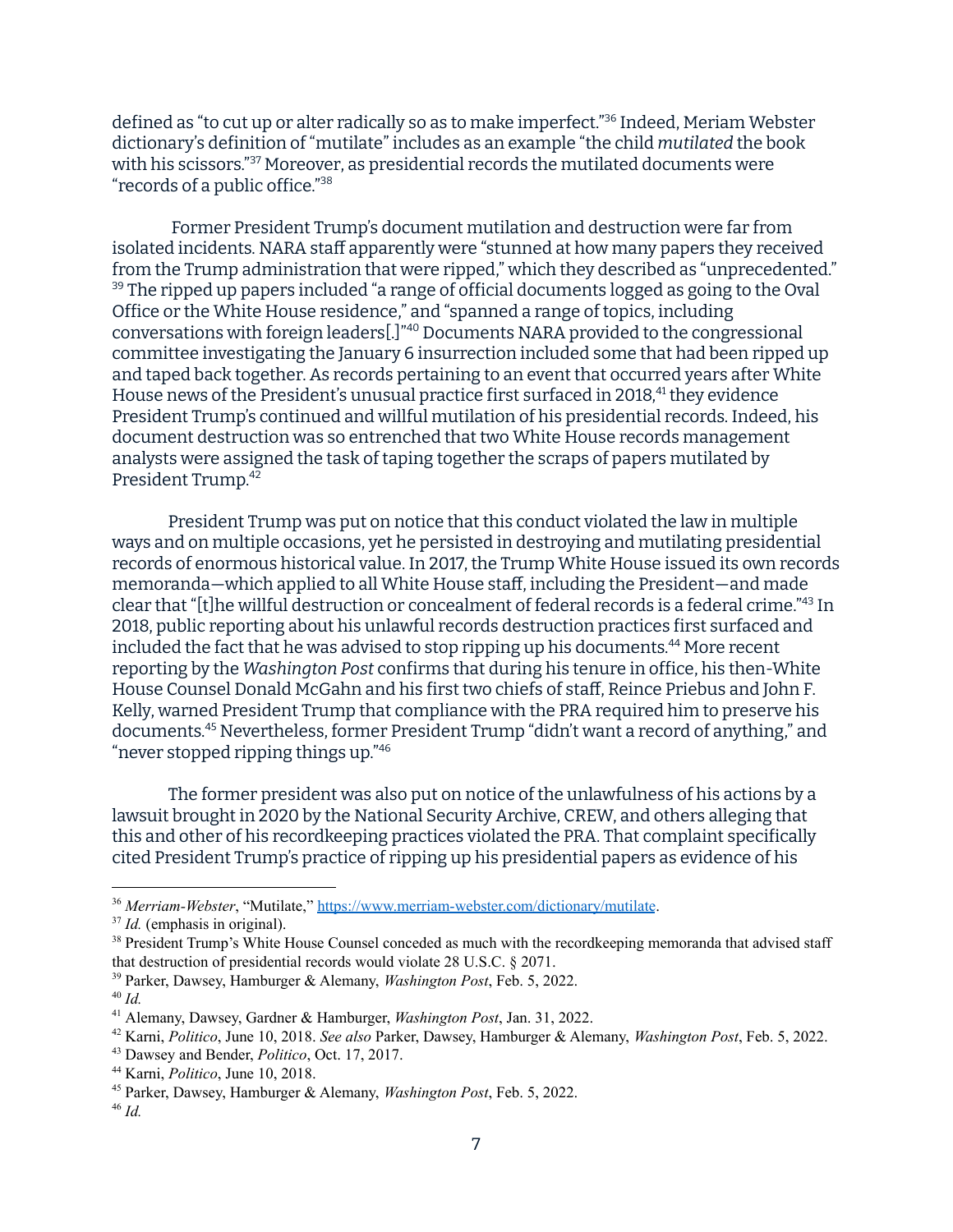defined as “to cut up or alter radically so as to make imperfect.”[36] Indeed, Meriam Webster dictionary’s definition of “mutilate” includes as an example “the child *mutilated* the book with his scissors.”[37] Moreover, as presidential records the mutilated documents were “records of a public office.”[38]

Former President Trump’s document mutilation and destruction were far from isolated incidents. NARA staff apparently were “stunned at how many papers they received from the Trump administration that were ripped,” which they described as “unprecedented.” [39] The ripped up papers included “a range of official documents logged as going to the Oval Office or the White House residence,” and “spanned a range of topics, including conversations with foreign leaders[.]”[40] Documents NARA provided to the congressional committee investigating the January 6 insurrection included some that had been ripped up and taped back together. As records pertaining to an event that occurred years after White House news of the President’s unusual practice first surfaced in 2018,[41] they evidence President Trump’s continued and willful mutilation of his presidential records. Indeed, his document destruction was so entrenched that two White House records management analysts were assigned the task of taping together the scraps of papers mutilated by President Trump.[42]

President Trump was put on notice that this conduct violated the law in multiple ways and on multiple occasions, yet he persisted in destroying and mutilating presidential records of enormous historical value. In 2017, the Trump White House issued its own records memoranda—which applied to all White House staff, including the President—and made clear that “[t]he willful destruction or concealment of federal records is a federal crime.”[43] In 2018, public reporting about his unlawful records destruction practices first surfaced and included the fact that he was advised to stop ripping up his documents.[44] More recent reporting by the *Washington Post* confirms that during his tenure in office, his then-White House Counsel Donald McGahn and his first two chiefs of staff, Reince Priebus and John F. Kelly, warned President Trump that compliance with the PRA required him to preserve his documents.[45] Nevertheless, former President Trump “didn’t want a record of anything,” and “never stopped ripping things up.”[46]

The former president was also put on notice of the unlawfulness of his actions by a lawsuit brought in 2020 by the National Security Archive, CREW, and others alleging that this and other of his recordkeeping practices violated the PRA. That complaint specifically cited President Trump’s practice of ripping up his presidential papers as evidence of his

---

[36] *Merriam-Webster*, “Mutilate,” https://www.merriam-webster.com/dictionary/mutilate.

[37] *Id.* (emphasis in original).

[38] President Trump’s White House Counsel conceded as much with the recordkeeping memoranda that advised staff that destruction of presidential records would violate 28 U.S.C. § 2071.

[39] Parker, Dawsey, Hamburger & Alemany, *Washington Post*, Feb. 5, 2022.

[40] *Id.*

[41] Alemany, Dawsey, Gardner & Hamburger, *Washington Post*, Jan. 31, 2022.

[42] Karni, *Politico*, June 10, 2018. *See also* Parker, Dawsey, Hamburger & Alemany, *Washington Post*, Feb. 5, 2022.

[43] Dawsey and Bender, *Politico*, Oct. 17, 2017.

[44] Karni, *Politico*, June 10, 2018.

[45] Parker, Dawsey, Hamburger & Alemany, *Washington Post*, Feb. 5, 2022.

[46] *Id.*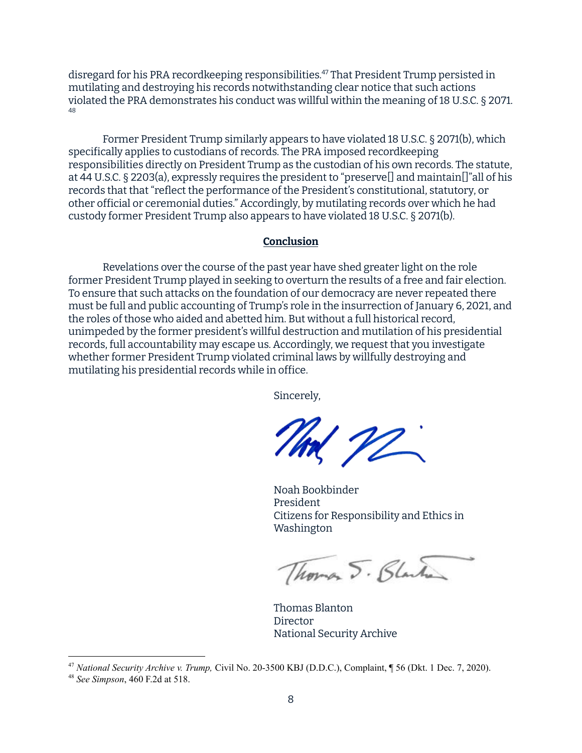disregard for his PRA recordkeeping responsibilities.[47] That President Trump persisted in mutilating and destroying his records notwithstanding clear notice that such actions violated the PRA demonstrates his conduct was willful within the meaning of 18 U.S.C. § 2071.[48]

Former President Trump similarly appears to have violated 18 U.S.C. § 2071(b), which specifically applies to custodians of records. The PRA imposed recordkeeping responsibilities directly on President Trump as the custodian of his own records. The statute, at 44 U.S.C. § 2203(a), expressly requires the president to "preserve[] and maintain[]"all of his records that that "reflect the performance of the President's constitutional, statutory, or other official or ceremonial duties." Accordingly, by mutilating records over which he had custody former President Trump also appears to have violated 18 U.S.C. § 2071(b).

## Conclusion

Revelations over the course of the past year have shed greater light on the role former President Trump played in seeking to overturn the results of a free and fair election. To ensure that such attacks on the foundation of our democracy are never repeated there must be full and public accounting of Trump's role in the insurrection of January 6, 2021, and the roles of those who aided and abetted him. But without a full historical record, unimpeded by the former president's willful destruction and mutilation of his presidential records, full accountability may escape us. Accordingly, we request that you investigate whether former President Trump violated criminal laws by willfully destroying and mutilating his presidential records while in office.

Sincerely,

Noah Bookbinder
President
Citizens for Responsibility and Ethics in Washington

Thomas Blanton
Director
National Security Archive

---

[47] *National Security Archive v. Trump,* Civil No. 20-3500 KBJ (D.D.C.), Complaint, ¶ 56 (Dkt. 1 Dec. 7, 2020).

[48] *See Simpson*, 460 F.2d at 518.